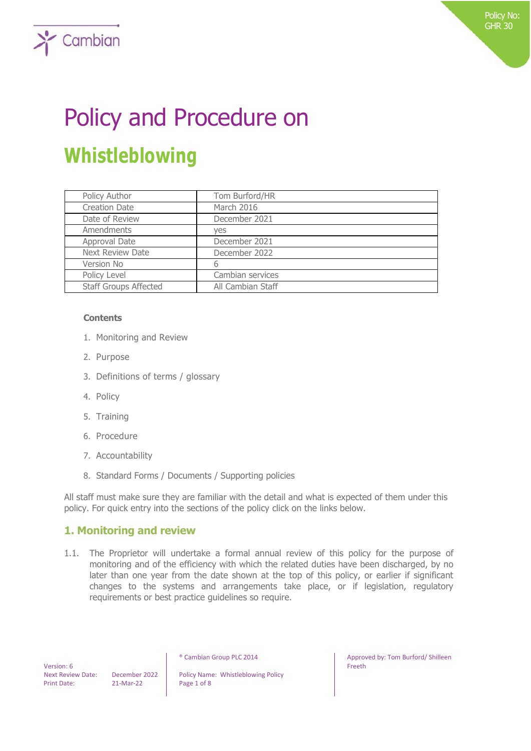Policy No: GHR 30

# Policy and Procedure on

# Whistleblowing

| Policy Author | Tom Burford/HR |
|---|---|
| Creation Date | March 2016 |
| Date of Review | December 2021 |
| Amendments | yes |
| Approval Date | December 2021 |
| Next Review Date | December 2022 |
| Version No | 6 |
| Policy Level | Cambian services |
| Staff Groups Affected | All Cambian Staff |

**Contents**

1. Monitoring and Review
2. Purpose
3. Definitions of terms / glossary
4. Policy
5. Training
6. Procedure
7. Accountability
8. Standard Forms / Documents / Supporting policies

All staff must make sure they are familiar with the detail and what is expected of them under this policy. For quick entry into the sections of the policy click on the links below.

## 1. Monitoring and review

1.1. The Proprietor will undertake a formal annual review of this policy for the purpose of monitoring and of the efficiency with which the related duties have been discharged, by no later than one year from the date shown at the top of this policy, or earlier if significant changes to the systems and arrangements take place, or if legislation, regulatory requirements or best practice guidelines so require.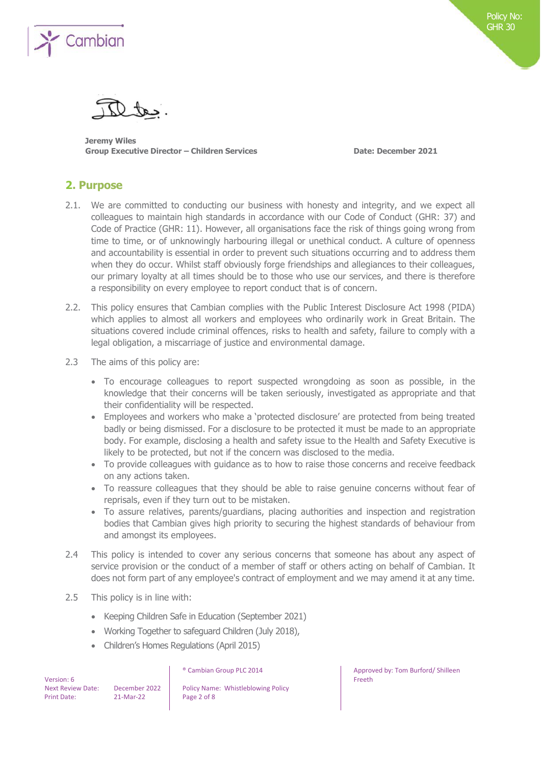**Jeremy Wiles**
**Group Executive Director – Children Services** **Date: December 2021**

## 2. Purpose

2.1. We are committed to conducting our business with honesty and integrity, and we expect all colleagues to maintain high standards in accordance with our Code of Conduct (GHR: 37) and Code of Practice (GHR: 11). However, all organisations face the risk of things going wrong from time to time, or of unknowingly harbouring illegal or unethical conduct. A culture of openness and accountability is essential in order to prevent such situations occurring and to address them when they do occur. Whilst staff obviously forge friendships and allegiances to their colleagues, our primary loyalty at all times should be to those who use our services, and there is therefore a responsibility on every employee to report conduct that is of concern.

2.2. This policy ensures that Cambian complies with the Public Interest Disclosure Act 1998 (PIDA) which applies to almost all workers and employees who ordinarily work in Great Britain. The situations covered include criminal offences, risks to health and safety, failure to comply with a legal obligation, a miscarriage of justice and environmental damage.

2.3 The aims of this policy are:

- To encourage colleagues to report suspected wrongdoing as soon as possible, in the knowledge that their concerns will be taken seriously, investigated as appropriate and that their confidentiality will be respected.
- Employees and workers who make a 'protected disclosure' are protected from being treated badly or being dismissed. For a disclosure to be protected it must be made to an appropriate body. For example, disclosing a health and safety issue to the Health and Safety Executive is likely to be protected, but not if the concern was disclosed to the media.
- To provide colleagues with guidance as to how to raise those concerns and receive feedback on any actions taken.
- To reassure colleagues that they should be able to raise genuine concerns without fear of reprisals, even if they turn out to be mistaken.
- To assure relatives, parents/guardians, placing authorities and inspection and registration bodies that Cambian gives high priority to securing the highest standards of behaviour from and amongst its employees.

2.4 This policy is intended to cover any serious concerns that someone has about any aspect of service provision or the conduct of a member of staff or others acting on behalf of Cambian. It does not form part of any employee's contract of employment and we may amend it at any time.

2.5 This policy is in line with:

- Keeping Children Safe in Education (September 2021)
- Working Together to safeguard Children (July 2018),
- Children's Homes Regulations (April 2015)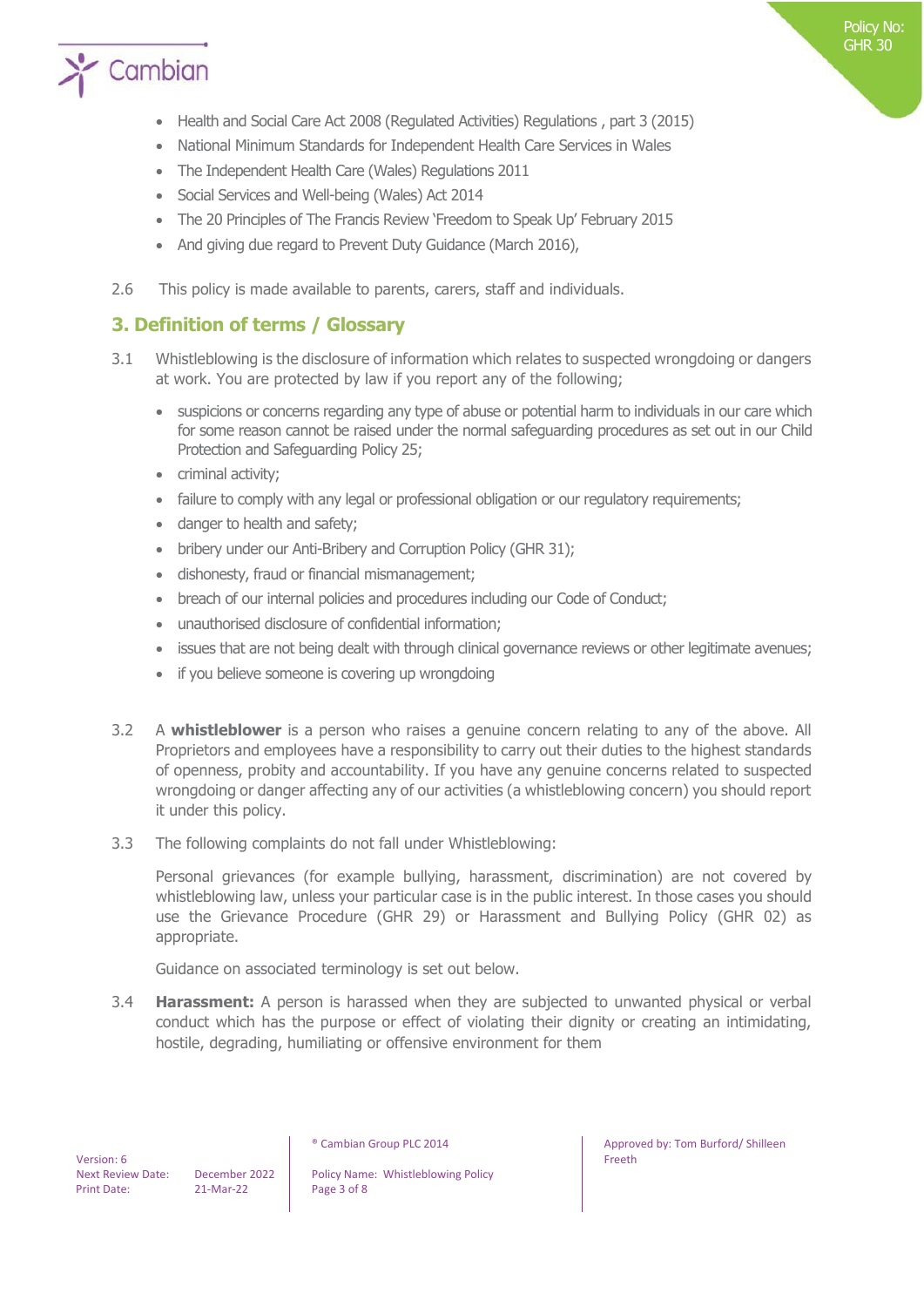- Health and Social Care Act 2008 (Regulated Activities) Regulations , part 3 (2015)
- National Minimum Standards for Independent Health Care Services in Wales
- The Independent Health Care (Wales) Regulations 2011
- Social Services and Well-being (Wales) Act 2014
- The 20 Principles of The Francis Review 'Freedom to Speak Up' February 2015
- And giving due regard to Prevent Duty Guidance (March 2016),

2.6 This policy is made available to parents, carers, staff and individuals.

## 3. Definition of terms / Glossary

3.1 Whistleblowing is the disclosure of information which relates to suspected wrongdoing or dangers at work. You are protected by law if you report any of the following;

- suspicions or concerns regarding any type of abuse or potential harm to individuals in our care which for some reason cannot be raised under the normal safeguarding procedures as set out in our Child Protection and Safeguarding Policy 25;
- criminal activity;
- failure to comply with any legal or professional obligation or our regulatory requirements;
- danger to health and safety;
- bribery under our Anti-Bribery and Corruption Policy (GHR 31);
- dishonesty, fraud or financial mismanagement;
- breach of our internal policies and procedures including our Code of Conduct;
- unauthorised disclosure of confidential information;
- issues that are not being dealt with through clinical governance reviews or other legitimate avenues;
- if you believe someone is covering up wrongdoing

3.2 A **whistleblower** is a person who raises a genuine concern relating to any of the above. All Proprietors and employees have a responsibility to carry out their duties to the highest standards of openness, probity and accountability. If you have any genuine concerns related to suspected wrongdoing or danger affecting any of our activities (a whistleblowing concern) you should report it under this policy.

3.3 The following complaints do not fall under Whistleblowing:

Personal grievances (for example bullying, harassment, discrimination) are not covered by whistleblowing law, unless your particular case is in the public interest. In those cases you should use the Grievance Procedure (GHR 29) or Harassment and Bullying Policy (GHR 02) as appropriate.

Guidance on associated terminology is set out below.

3.4 **Harassment:** A person is harassed when they are subjected to unwanted physical or verbal conduct which has the purpose or effect of violating their dignity or creating an intimidating, hostile, degrading, humiliating or offensive environment for them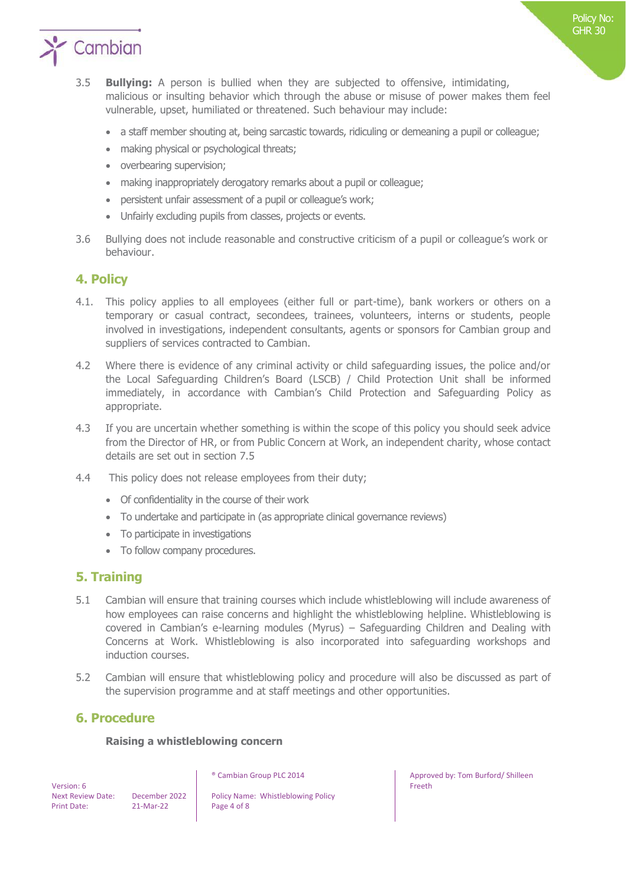3.5 **Bullying:** A person is bullied when they are subjected to offensive, intimidating, malicious or insulting behavior which through the abuse or misuse of power makes them feel vulnerable, upset, humiliated or threatened. Such behaviour may include:

- a staff member shouting at, being sarcastic towards, ridiculing or demeaning a pupil or colleague;
- making physical or psychological threats;
- overbearing supervision;
- making inappropriately derogatory remarks about a pupil or colleague;
- persistent unfair assessment of a pupil or colleague's work;
- Unfairly excluding pupils from classes, projects or events.

3.6 Bullying does not include reasonable and constructive criticism of a pupil or colleague's work or behaviour.

## 4. Policy

4.1. This policy applies to all employees (either full or part-time), bank workers or others on a temporary or casual contract, secondees, trainees, volunteers, interns or students, people involved in investigations, independent consultants, agents or sponsors for Cambian group and suppliers of services contracted to Cambian.

4.2 Where there is evidence of any criminal activity or child safeguarding issues, the police and/or the Local Safeguarding Children's Board (LSCB) / Child Protection Unit shall be informed immediately, in accordance with Cambian's Child Protection and Safeguarding Policy as appropriate.

4.3 If you are uncertain whether something is within the scope of this policy you should seek advice from the Director of HR, or from Public Concern at Work, an independent charity, whose contact details are set out in section 7.5

4.4 This policy does not release employees from their duty;

- Of confidentiality in the course of their work
- To undertake and participate in (as appropriate clinical governance reviews)
- To participate in investigations
- To follow company procedures.

## 5. Training

5.1 Cambian will ensure that training courses which include whistleblowing will include awareness of how employees can raise concerns and highlight the whistleblowing helpline. Whistleblowing is covered in Cambian's e-learning modules (Myrus) – Safeguarding Children and Dealing with Concerns at Work. Whistleblowing is also incorporated into safeguarding workshops and induction courses.

5.2 Cambian will ensure that whistleblowing policy and procedure will also be discussed as part of the supervision programme and at staff meetings and other opportunities.

## 6. Procedure

**Raising a whistleblowing concern**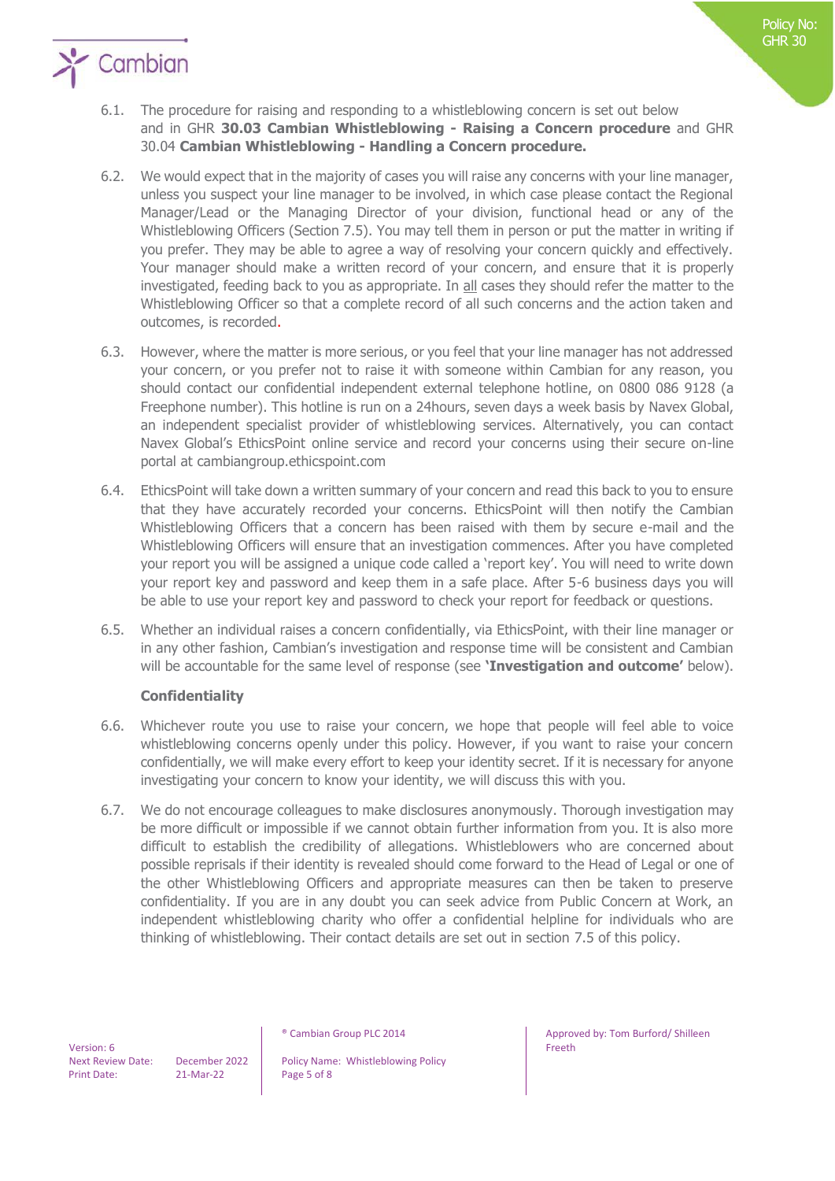6.1. The procedure for raising and responding to a whistleblowing concern is set out below and in GHR **30.03 Cambian Whistleblowing - Raising a Concern procedure** and GHR 30.04 **Cambian Whistleblowing - Handling a Concern procedure.**

6.2. We would expect that in the majority of cases you will raise any concerns with your line manager, unless you suspect your line manager to be involved, in which case please contact the Regional Manager/Lead or the Managing Director of your division, functional head or any of the Whistleblowing Officers (Section 7.5). You may tell them in person or put the matter in writing if you prefer. They may be able to agree a way of resolving your concern quickly and effectively. Your manager should make a written record of your concern, and ensure that it is properly investigated, feeding back to you as appropriate. In all cases they should refer the matter to the Whistleblowing Officer so that a complete record of all such concerns and the action taken and outcomes, is recorded.

6.3. However, where the matter is more serious, or you feel that your line manager has not addressed your concern, or you prefer not to raise it with someone within Cambian for any reason, you should contact our confidential independent external telephone hotline, on 0800 086 9128 (a Freephone number). This hotline is run on a 24hours, seven days a week basis by Navex Global, an independent specialist provider of whistleblowing services. Alternatively, you can contact Navex Global's EthicsPoint online service and record your concerns using their secure on-line portal at cambiangroup.ethicspoint.com

6.4. EthicsPoint will take down a written summary of your concern and read this back to you to ensure that they have accurately recorded your concerns. EthicsPoint will then notify the Cambian Whistleblowing Officers that a concern has been raised with them by secure e-mail and the Whistleblowing Officers will ensure that an investigation commences. After you have completed your report you will be assigned a unique code called a 'report key'. You will need to write down your report key and password and keep them in a safe place. After 5-6 business days you will be able to use your report key and password to check your report for feedback or questions.

6.5. Whether an individual raises a concern confidentially, via EthicsPoint, with their line manager or in any other fashion, Cambian's investigation and response time will be consistent and Cambian will be accountable for the same level of response (see **'Investigation and outcome'** below).

**Confidentiality**

6.6. Whichever route you use to raise your concern, we hope that people will feel able to voice whistleblowing concerns openly under this policy. However, if you want to raise your concern confidentially, we will make every effort to keep your identity secret. If it is necessary for anyone investigating your concern to know your identity, we will discuss this with you.

6.7. We do not encourage colleagues to make disclosures anonymously. Thorough investigation may be more difficult or impossible if we cannot obtain further information from you. It is also more difficult to establish the credibility of allegations. Whistleblowers who are concerned about possible reprisals if their identity is revealed should come forward to the Head of Legal or one of the other Whistleblowing Officers and appropriate measures can then be taken to preserve confidentiality. If you are in any doubt you can seek advice from Public Concern at Work, an independent whistleblowing charity who offer a confidential helpline for individuals who are thinking of whistleblowing. Their contact details are set out in section 7.5 of this policy.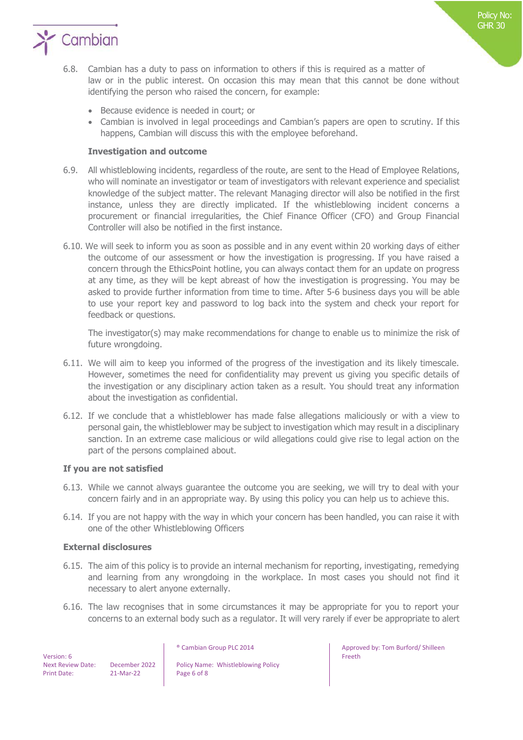6.8. Cambian has a duty to pass on information to others if this is required as a matter of law or in the public interest. On occasion this may mean that this cannot be done without identifying the person who raised the concern, for example:

- Because evidence is needed in court; or
- Cambian is involved in legal proceedings and Cambian's papers are open to scrutiny. If this happens, Cambian will discuss this with the employee beforehand.

**Investigation and outcome**

6.9. All whistleblowing incidents, regardless of the route, are sent to the Head of Employee Relations, who will nominate an investigator or team of investigators with relevant experience and specialist knowledge of the subject matter. The relevant Managing director will also be notified in the first instance, unless they are directly implicated. If the whistleblowing incident concerns a procurement or financial irregularities, the Chief Finance Officer (CFO) and Group Financial Controller will also be notified in the first instance.

6.10. We will seek to inform you as soon as possible and in any event within 20 working days of either the outcome of our assessment or how the investigation is progressing. If you have raised a concern through the EthicsPoint hotline, you can always contact them for an update on progress at any time, as they will be kept abreast of how the investigation is progressing. You may be asked to provide further information from time to time. After 5-6 business days you will be able to use your report key and password to log back into the system and check your report for feedback or questions.

The investigator(s) may make recommendations for change to enable us to minimize the risk of future wrongdoing.

6.11. We will aim to keep you informed of the progress of the investigation and its likely timescale. However, sometimes the need for confidentiality may prevent us giving you specific details of the investigation or any disciplinary action taken as a result. You should treat any information about the investigation as confidential.

6.12. If we conclude that a whistleblower has made false allegations maliciously or with a view to personal gain, the whistleblower may be subject to investigation which may result in a disciplinary sanction. In an extreme case malicious or wild allegations could give rise to legal action on the part of the persons complained about.

**If you are not satisfied**

6.13. While we cannot always guarantee the outcome you are seeking, we will try to deal with your concern fairly and in an appropriate way. By using this policy you can help us to achieve this.

6.14. If you are not happy with the way in which your concern has been handled, you can raise it with one of the other Whistleblowing Officers

**External disclosures**

6.15. The aim of this policy is to provide an internal mechanism for reporting, investigating, remedying and learning from any wrongdoing in the workplace. In most cases you should not find it necessary to alert anyone externally.

6.16. The law recognises that in some circumstances it may be appropriate for you to report your concerns to an external body such as a regulator. It will very rarely if ever be appropriate to alert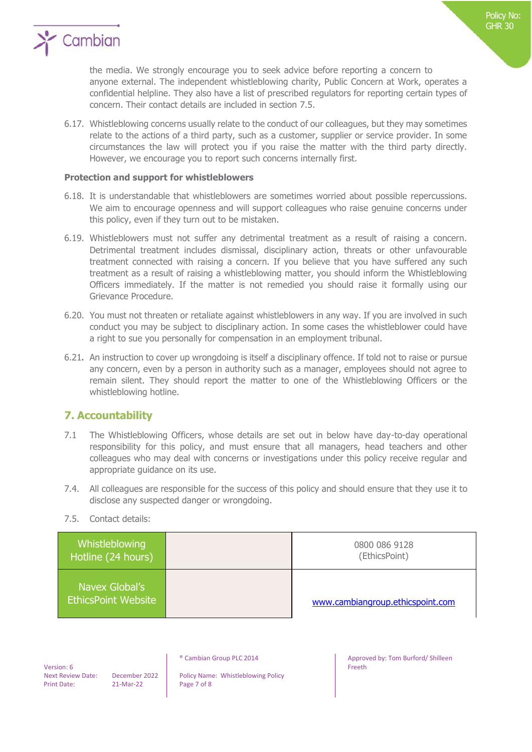the media. We strongly encourage you to seek advice before reporting a concern to anyone external. The independent whistleblowing charity, Public Concern at Work, operates a confidential helpline. They also have a list of prescribed regulators for reporting certain types of concern. Their contact details are included in section 7.5.

6.17. Whistleblowing concerns usually relate to the conduct of our colleagues, but they may sometimes relate to the actions of a third party, such as a customer, supplier or service provider. In some circumstances the law will protect you if you raise the matter with the third party directly. However, we encourage you to report such concerns internally first.

**Protection and support for whistleblowers**

6.18. It is understandable that whistleblowers are sometimes worried about possible repercussions. We aim to encourage openness and will support colleagues who raise genuine concerns under this policy, even if they turn out to be mistaken.

6.19. Whistleblowers must not suffer any detrimental treatment as a result of raising a concern. Detrimental treatment includes dismissal, disciplinary action, threats or other unfavourable treatment connected with raising a concern. If you believe that you have suffered any such treatment as a result of raising a whistleblowing matter, you should inform the Whistleblowing Officers immediately. If the matter is not remedied you should raise it formally using our Grievance Procedure.

6.20. You must not threaten or retaliate against whistleblowers in any way. If you are involved in such conduct you may be subject to disciplinary action. In some cases the whistleblower could have a right to sue you personally for compensation in an employment tribunal.

6.21. An instruction to cover up wrongdoing is itself a disciplinary offence. If told not to raise or pursue any concern, even by a person in authority such as a manager, employees should not agree to remain silent. They should report the matter to one of the Whistleblowing Officers or the whistleblowing hotline.

## 7. Accountability

7.1 The Whistleblowing Officers, whose details are set out in below have day-to-day operational responsibility for this policy, and must ensure that all managers, head teachers and other colleagues who may deal with concerns or investigations under this policy receive regular and appropriate guidance on its use.

7.4. All colleagues are responsible for the success of this policy and should ensure that they use it to disclose any suspected danger or wrongdoing.

7.5. Contact details:

| | | |
|---|---|---|
| Whistleblowing Hotline (24 hours) | | 0800 086 9128 (EthicsPoint) |
| Navex Global's EthicsPoint Website | | www.cambiangroup.ethicspoint.com |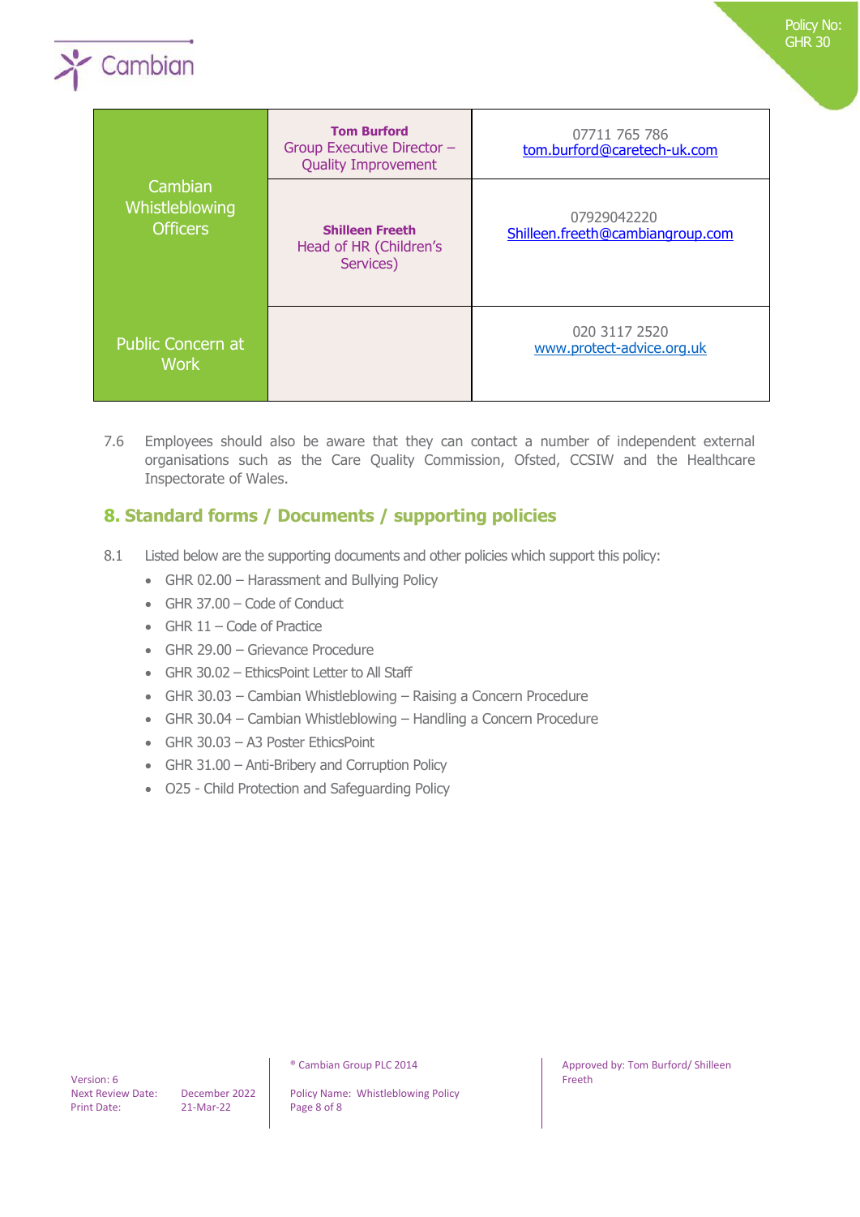| | | |
|---|---|---|
| Cambian Whistleblowing Officers | **Tom Burford**<br>Group Executive Director – Quality Improvement | 07711 765 786<br>tom.burford@caretech-uk.com |
| | **Shilleen Freeth**<br>Head of HR (Children's Services) | 07929042220<br>Shilleen.freeth@cambiangroup.com |
| Public Concern at Work | | 020 3117 2520<br>www.protect-advice.org.uk |

7.6 Employees should also be aware that they can contact a number of independent external organisations such as the Care Quality Commission, Ofsted, CCSIW and the Healthcare Inspectorate of Wales.

## 8. Standard forms / Documents / supporting policies

8.1 Listed below are the supporting documents and other policies which support this policy:

- GHR 02.00 – Harassment and Bullying Policy
- GHR 37.00 – Code of Conduct
- GHR 11 – Code of Practice
- GHR 29.00 – Grievance Procedure
- GHR 30.02 – EthicsPoint Letter to All Staff
- GHR 30.03 – Cambian Whistleblowing – Raising a Concern Procedure
- GHR 30.04 – Cambian Whistleblowing – Handling a Concern Procedure
- GHR 30.03 – A3 Poster EthicsPoint
- GHR 31.00 – Anti-Bribery and Corruption Policy
- O25 - Child Protection and Safeguarding Policy